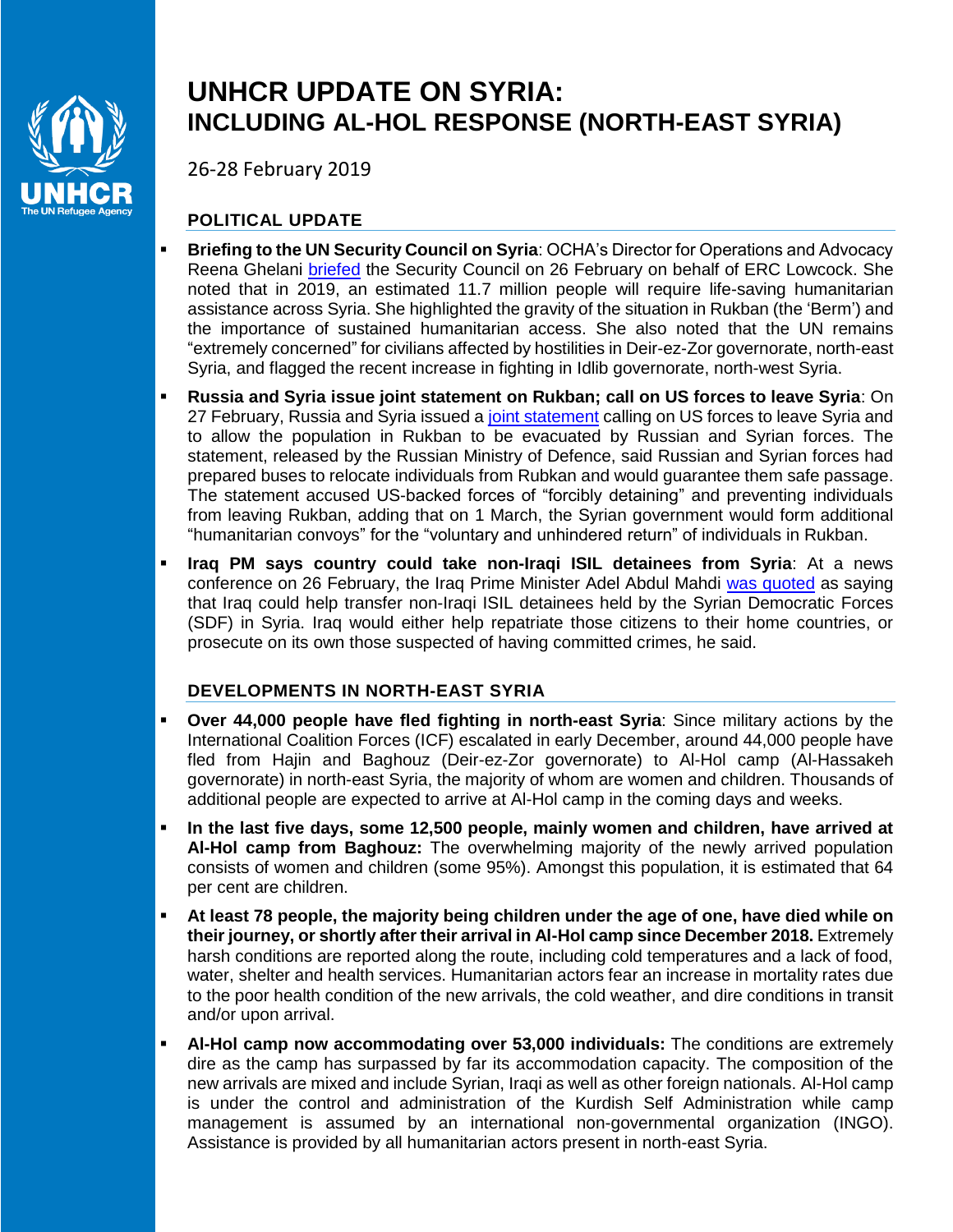# UNHCR UPDATE ON SYRIA: INCLUDING AL-HOL RESPONSE (NORTH-EAST SYRIA)

26-28 February 2019

## POLITICAL UPDATE

- **Briefing to the UN Security Council on Syria**: OCHA's Director for Operations and Advocacy Reena Ghelani briefed the Security Council on 26 February on behalf of ERC Lowcock. She noted that in 2019, an estimated 11.7 million people will require life-saving humanitarian assistance across Syria. She highlighted the gravity of the situation in Rukban (the 'Berm') and the importance of sustained humanitarian access. She also noted that the UN remains "extremely concerned" for civilians affected by hostilities in Deir-ez-Zor governorate, north-east Syria, and flagged the recent increase in fighting in Idlib governorate, north-west Syria.
- **Russia and Syria issue joint statement on Rukban; call on US forces to leave Syria**: On 27 February, Russia and Syria issued a joint statement calling on US forces to leave Syria and to allow the population in Rukban to be evacuated by Russian and Syrian forces. The statement, released by the Russian Ministry of Defence, said Russian and Syrian forces had prepared buses to relocate individuals from Rubkan and would guarantee them safe passage. The statement accused US-backed forces of "forcibly detaining" and preventing individuals from leaving Rukban, adding that on 1 March, the Syrian government would form additional "humanitarian convoys" for the "voluntary and unhindered return" of individuals in Rukban.
- **Iraq PM says country could take non-Iraqi ISIL detainees from Syria**: At a news conference on 26 February, the Iraq Prime Minister Adel Abdul Mahdi was quoted as saying that Iraq could help transfer non-Iraqi ISIL detainees held by the Syrian Democratic Forces (SDF) in Syria. Iraq would either help repatriate those citizens to their home countries, or prosecute on its own those suspected of having committed crimes, he said.

## DEVELOPMENTS IN NORTH-EAST SYRIA

- **Over 44,000 people have fled fighting in north-east Syria**: Since military actions by the International Coalition Forces (ICF) escalated in early December, around 44,000 people have fled from Hajin and Baghouz (Deir-ez-Zor governorate) to Al-Hol camp (Al-Hassakeh governorate) in north-east Syria, the majority of whom are women and children. Thousands of additional people are expected to arrive at Al-Hol camp in the coming days and weeks.
- **In the last five days, some 12,500 people, mainly women and children, have arrived at Al-Hol camp from Baghouz:** The overwhelming majority of the newly arrived population consists of women and children (some 95%). Amongst this population, it is estimated that 64 per cent are children.
- **At least 78 people, the majority being children under the age of one, have died while on their journey, or shortly after their arrival in Al-Hol camp since December 2018.** Extremely harsh conditions are reported along the route, including cold temperatures and a lack of food, water, shelter and health services. Humanitarian actors fear an increase in mortality rates due to the poor health condition of the new arrivals, the cold weather, and dire conditions in transit and/or upon arrival.
- **Al-Hol camp now accommodating over 53,000 individuals:** The conditions are extremely dire as the camp has surpassed by far its accommodation capacity. The composition of the new arrivals are mixed and include Syrian, Iraqi as well as other foreign nationals. Al-Hol camp is under the control and administration of the Kurdish Self Administration while camp management is assumed by an international non-governmental organization (INGO). Assistance is provided by all humanitarian actors present in north-east Syria.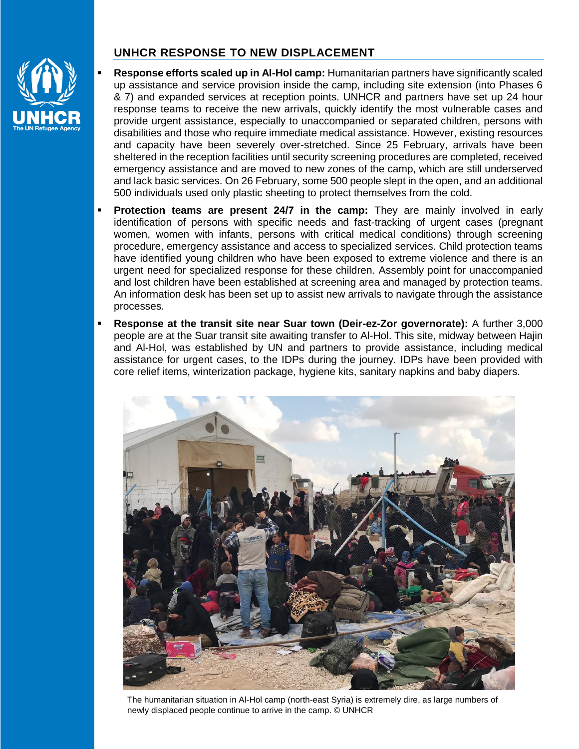## UNHCR RESPONSE TO NEW DISPLACEMENT

- **Response efforts scaled up in Al-Hol camp:** Humanitarian partners have significantly scaled up assistance and service provision inside the camp, including site extension (into Phases 6 & 7) and expanded services at reception points. UNHCR and partners have set up 24 hour response teams to receive the new arrivals, quickly identify the most vulnerable cases and provide urgent assistance, especially to unaccompanied or separated children, persons with disabilities and those who require immediate medical assistance. However, existing resources and capacity have been severely over-stretched. Since 25 February, arrivals have been sheltered in the reception facilities until security screening procedures are completed, received emergency assistance and are moved to new zones of the camp, which are still underserved and lack basic services. On 26 February, some 500 people slept in the open, and an additional 500 individuals used only plastic sheeting to protect themselves from the cold.
- **Protection teams are present 24/7 in the camp:** They are mainly involved in early identification of persons with specific needs and fast-tracking of urgent cases (pregnant women, women with infants, persons with critical medical conditions) through screening procedure, emergency assistance and access to specialized services. Child protection teams have identified young children who have been exposed to extreme violence and there is an urgent need for specialized response for these children. Assembly point for unaccompanied and lost children have been established at screening area and managed by protection teams. An information desk has been set up to assist new arrivals to navigate through the assistance processes.
- **Response at the transit site near Suar town (Deir-ez-Zor governorate):** A further 3,000 people are at the Suar transit site awaiting transfer to Al-Hol. This site, midway between Hajin and Al-Hol, was established by UN and partners to provide assistance, including medical assistance for urgent cases, to the IDPs during the journey. IDPs have been provided with core relief items, winterization package, hygiene kits, sanitary napkins and baby diapers.

The humanitarian situation in Al-Hol camp (north-east Syria) is extremely dire, as large numbers of newly displaced people continue to arrive in the camp. © UNHCR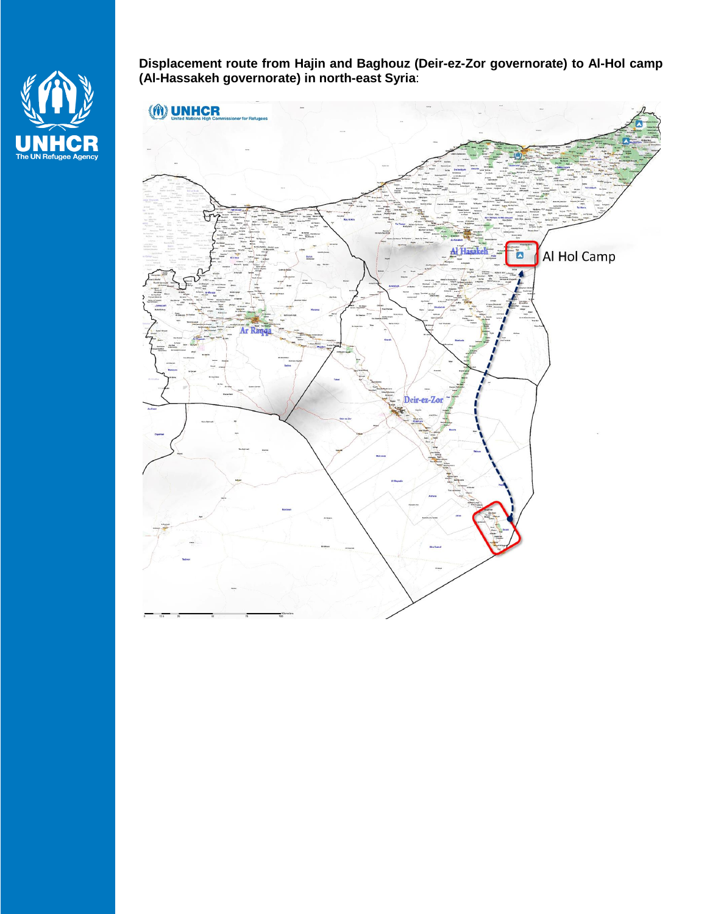**Displacement route from Hajin and Baghouz (Deir-ez-Zor governorate) to Al-Hol camp (Al-Hassakeh governorate) in north-east Syria**:

UNHCR
United Nations High Commissioner for Refugees

Al Hol Camp

Al Hasakeh

Ar Raqqa

Deir-ez-Zor